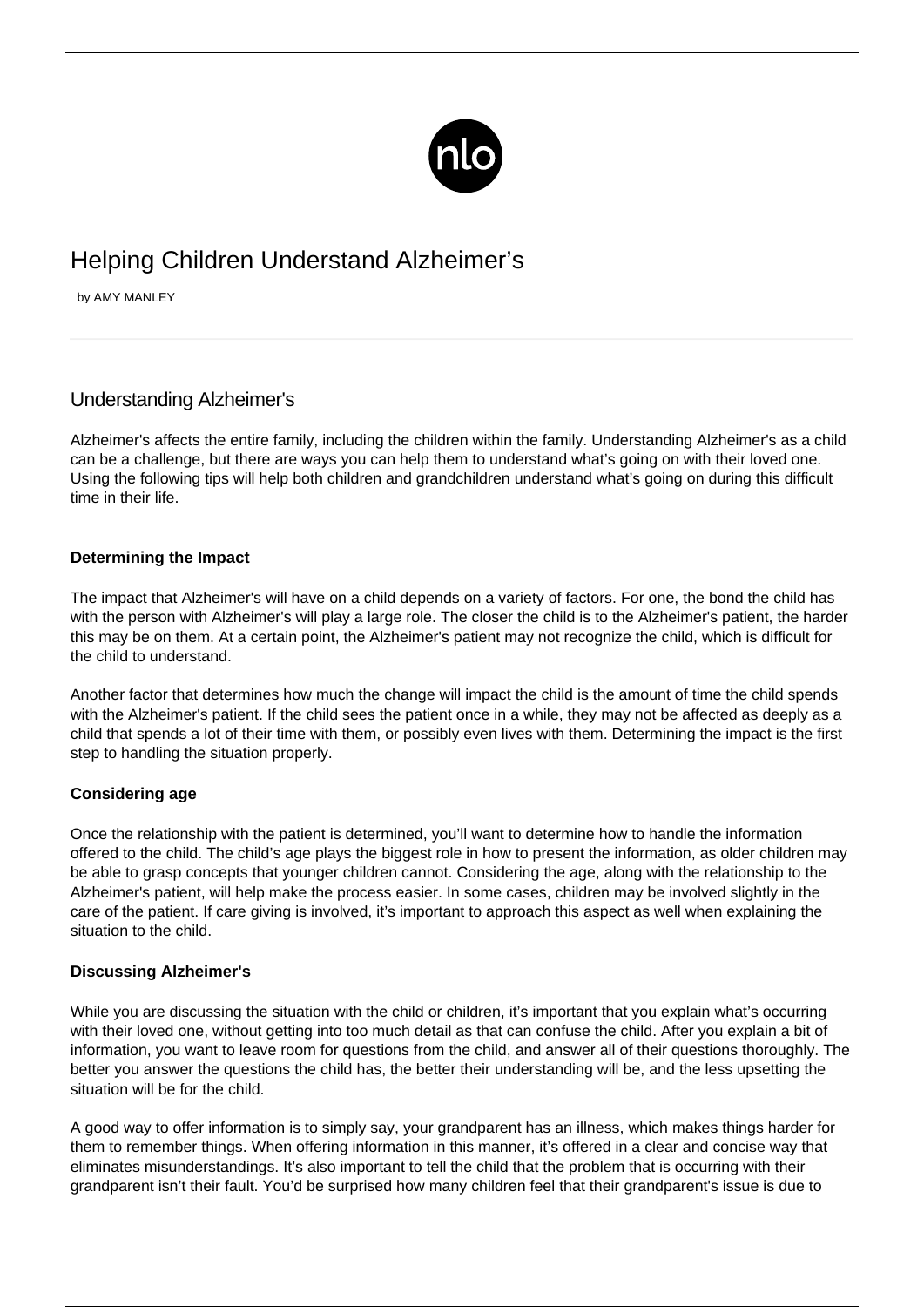# Helping Children Understand Alzheimer's

by AMY MANLEY

## Understanding Alzheimer's

Alzheimer's affects the entire family, including the children within the family. Understanding Alzheimer's as a child can be a challenge, but there are ways you can help them to understand what's going on with their loved one. Using the following tips will help both children and grandchildren understand what's going on during this difficult time in their life.

**Determining the Impact**

The impact that Alzheimer's will have on a child depends on a variety of factors. For one, the bond the child has with the person with Alzheimer's will play a large role. The closer the child is to the Alzheimer's patient, the harder this may be on them. At a certain point, the Alzheimer's patient may not recognize the child, which is difficult for the child to understand.

Another factor that determines how much the change will impact the child is the amount of time the child spends with the Alzheimer's patient. If the child sees the patient once in a while, they may not be affected as deeply as a child that spends a lot of their time with them, or possibly even lives with them. Determining the impact is the first step to handling the situation properly.

**Considering age**

Once the relationship with the patient is determined, you'll want to determine how to handle the information offered to the child. The child's age plays the biggest role in how to present the information, as older children may be able to grasp concepts that younger children cannot. Considering the age, along with the relationship to the Alzheimer's patient, will help make the process easier. In some cases, children may be involved slightly in the care of the patient. If care giving is involved, it's important to approach this aspect as well when explaining the situation to the child.

**Discussing Alzheimer's**

While you are discussing the situation with the child or children, it's important that you explain what's occurring with their loved one, without getting into too much detail as that can confuse the child. After you explain a bit of information, you want to leave room for questions from the child, and answer all of their questions thoroughly. The better you answer the questions the child has, the better their understanding will be, and the less upsetting the situation will be for the child.

A good way to offer information is to simply say, your grandparent has an illness, which makes things harder for them to remember things. When offering information in this manner, it's offered in a clear and concise way that eliminates misunderstandings. It's also important to tell the child that the problem that is occurring with their grandparent isn't their fault. You'd be surprised how many children feel that their grandparent's issue is due to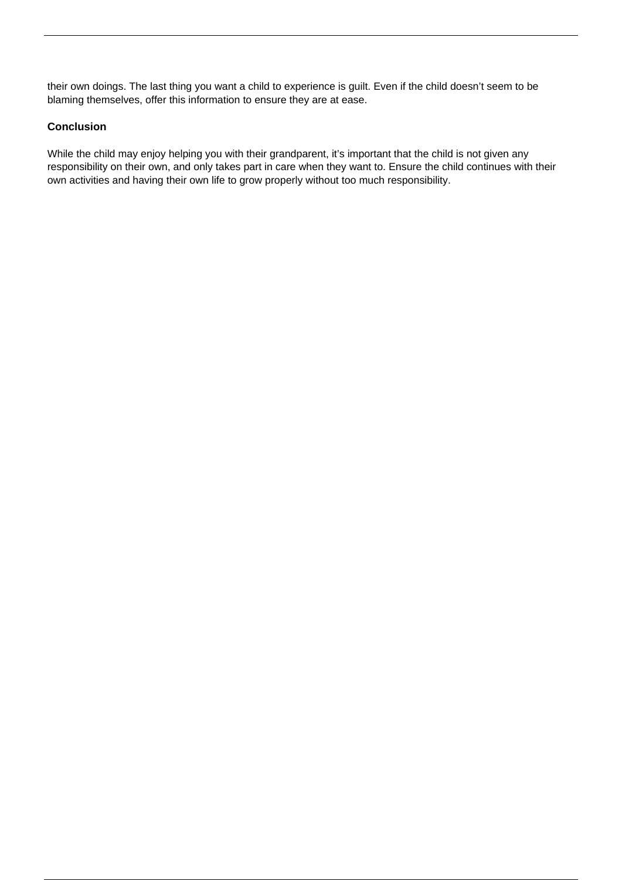their own doings. The last thing you want a child to experience is guilt. Even if the child doesn't seem to be blaming themselves, offer this information to ensure they are at ease.

**Conclusion**

While the child may enjoy helping you with their grandparent, it's important that the child is not given any responsibility on their own, and only takes part in care when they want to. Ensure the child continues with their own activities and having their own life to grow properly without too much responsibility.